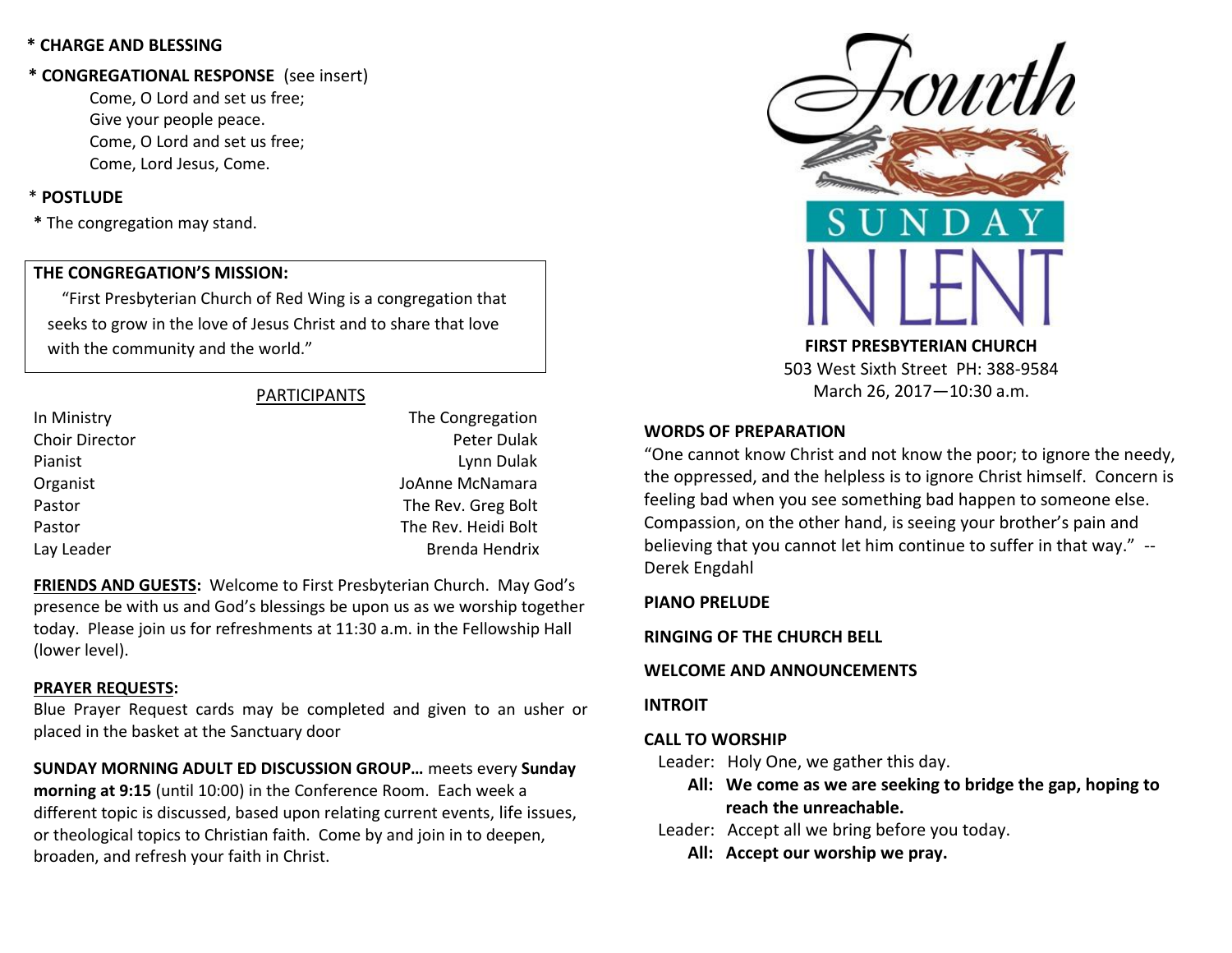**\* CHARGE AND BLESSING**

**\* CONGREGATIONAL RESPONSE** (see insert)

Come, O Lord and set us free;
Give your people peace.
Come, O Lord and set us free;
Come, Lord Jesus, Come.

\* **POSTLUDE**

**\*** The congregation may stand.

**THE CONGREGATION'S MISSION:**

"First Presbyterian Church of Red Wing is a congregation that seeks to grow in the love of Jesus Christ and to share that love with the community and the world."

PARTICIPANTS

| | |
|---|---|
| In Ministry | The Congregation |
| Choir Director | Peter Dulak |
| Pianist | Lynn Dulak |
| Organist | JoAnne McNamara |
| Pastor | The Rev. Greg Bolt |
| Pastor | The Rev. Heidi Bolt |
| Lay Leader | Brenda Hendrix |

**FRIENDS AND GUESTS:** Welcome to First Presbyterian Church. May God's presence be with us and God's blessings be upon us as we worship together today. Please join us for refreshments at 11:30 a.m. in the Fellowship Hall (lower level).

**PRAYER REQUESTS:**
Blue Prayer Request cards may be completed and given to an usher or placed in the basket at the Sanctuary door

**SUNDAY MORNING ADULT ED DISCUSSION GROUP…** meets every **Sunday morning at 9:15** (until 10:00) in the Conference Room. Each week a different topic is discussed, based upon relating current events, life issues, or theological topics to Christian faith. Come by and join in to deepen, broaden, and refresh your faith in Christ.

# Fourth SUNDAY IN LENT

**FIRST PRESBYTERIAN CHURCH**
503 West Sixth Street PH: 388-9584
March 26, 2017—10:30 a.m.

**WORDS OF PREPARATION**

"One cannot know Christ and not know the poor; to ignore the needy, the oppressed, and the helpless is to ignore Christ himself. Concern is feeling bad when you see something bad happen to someone else. Compassion, on the other hand, is seeing your brother's pain and believing that you cannot let him continue to suffer in that way." -- Derek Engdahl

**PIANO PRELUDE**

**RINGING OF THE CHURCH BELL**

**WELCOME AND ANNOUNCEMENTS**

**INTROIT**

**CALL TO WORSHIP**

Leader: Holy One, we gather this day.

**All: We come as we are seeking to bridge the gap, hoping to reach the unreachable.**

Leader: Accept all we bring before you today.

**All: Accept our worship we pray.**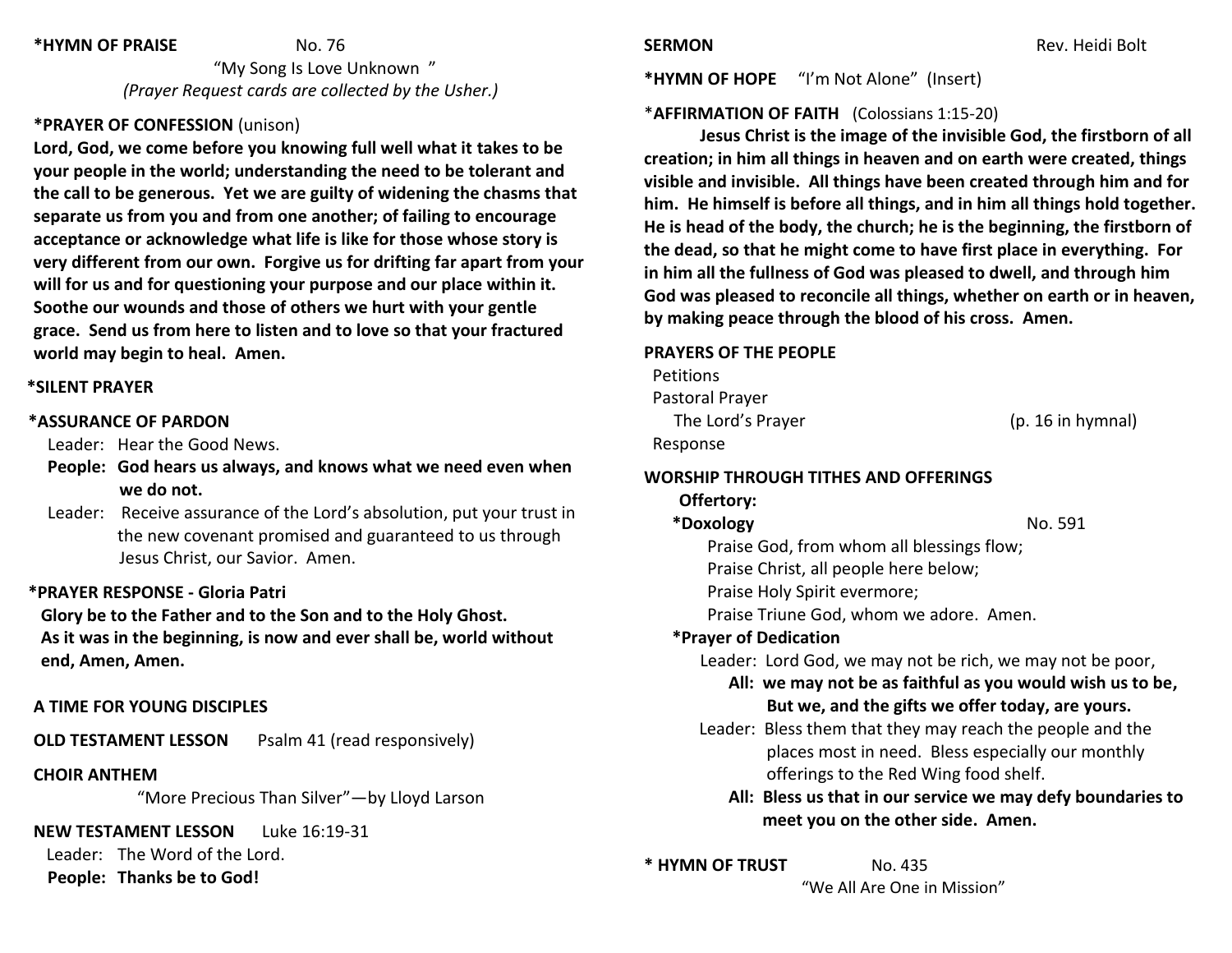**\*HYMN OF PRAISE** No. 76

"My Song Is Love Unknown"

*(Prayer Request cards are collected by the Usher.)*

**\*PRAYER OF CONFESSION** (unison)

**Lord, God, we come before you knowing full well what it takes to be your people in the world; understanding the need to be tolerant and the call to be generous. Yet we are guilty of widening the chasms that separate us from you and from one another; of failing to encourage acceptance or acknowledge what life is like for those whose story is very different from our own. Forgive us for drifting far apart from your will for us and for questioning your purpose and our place within it. Soothe our wounds and those of others we hurt with your gentle grace. Send us from here to listen and to love so that your fractured world may begin to heal. Amen.**

**\*SILENT PRAYER**

**\*ASSURANCE OF PARDON**

Leader: Hear the Good News.

**People: God hears us always, and knows what we need even when we do not.**

Leader: Receive assurance of the Lord's absolution, put your trust in the new covenant promised and guaranteed to us through Jesus Christ, our Savior. Amen.

**\*PRAYER RESPONSE - Gloria Patri**

**Glory be to the Father and to the Son and to the Holy Ghost. As it was in the beginning, is now and ever shall be, world without end, Amen, Amen.**

**A TIME FOR YOUNG DISCIPLES**

**OLD TESTAMENT LESSON** Psalm 41 (read responsively)

**CHOIR ANTHEM**

"More Precious Than Silver"—by Lloyd Larson

**NEW TESTAMENT LESSON** Luke 16:19-31

Leader: The Word of the Lord.

**People: Thanks be to God!**

**SERMON** Rev. Heidi Bolt

**\*HYMN OF HOPE** "I'm Not Alone" (Insert)

\***AFFIRMATION OF FAITH** (Colossians 1:15-20)

**Jesus Christ is the image of the invisible God, the firstborn of all creation; in him all things in heaven and on earth were created, things visible and invisible. All things have been created through him and for him. He himself is before all things, and in him all things hold together. He is head of the body, the church; he is the beginning, the firstborn of the dead, so that he might come to have first place in everything. For in him all the fullness of God was pleased to dwell, and through him God was pleased to reconcile all things, whether on earth or in heaven, by making peace through the blood of his cross. Amen.**

**PRAYERS OF THE PEOPLE**

Petitions

Pastoral Prayer

The Lord's Prayer (p. 16 in hymnal)

Response

**WORSHIP THROUGH TITHES AND OFFERINGS**

**Offertory:**

**\*Doxology** No. 591

Praise God, from whom all blessings flow;
Praise Christ, all people here below;
Praise Holy Spirit evermore;
Praise Triune God, whom we adore. Amen.

**\*Prayer of Dedication**

Leader: Lord God, we may not be rich, we may not be poor,

**All: we may not be as faithful as you would wish us to be, But we, and the gifts we offer today, are yours.**

Leader: Bless them that they may reach the people and the places most in need. Bless especially our monthly offerings to the Red Wing food shelf.

**All: Bless us that in our service we may defy boundaries to meet you on the other side. Amen.**

**\* HYMN OF TRUST** No. 435

"We All Are One in Mission"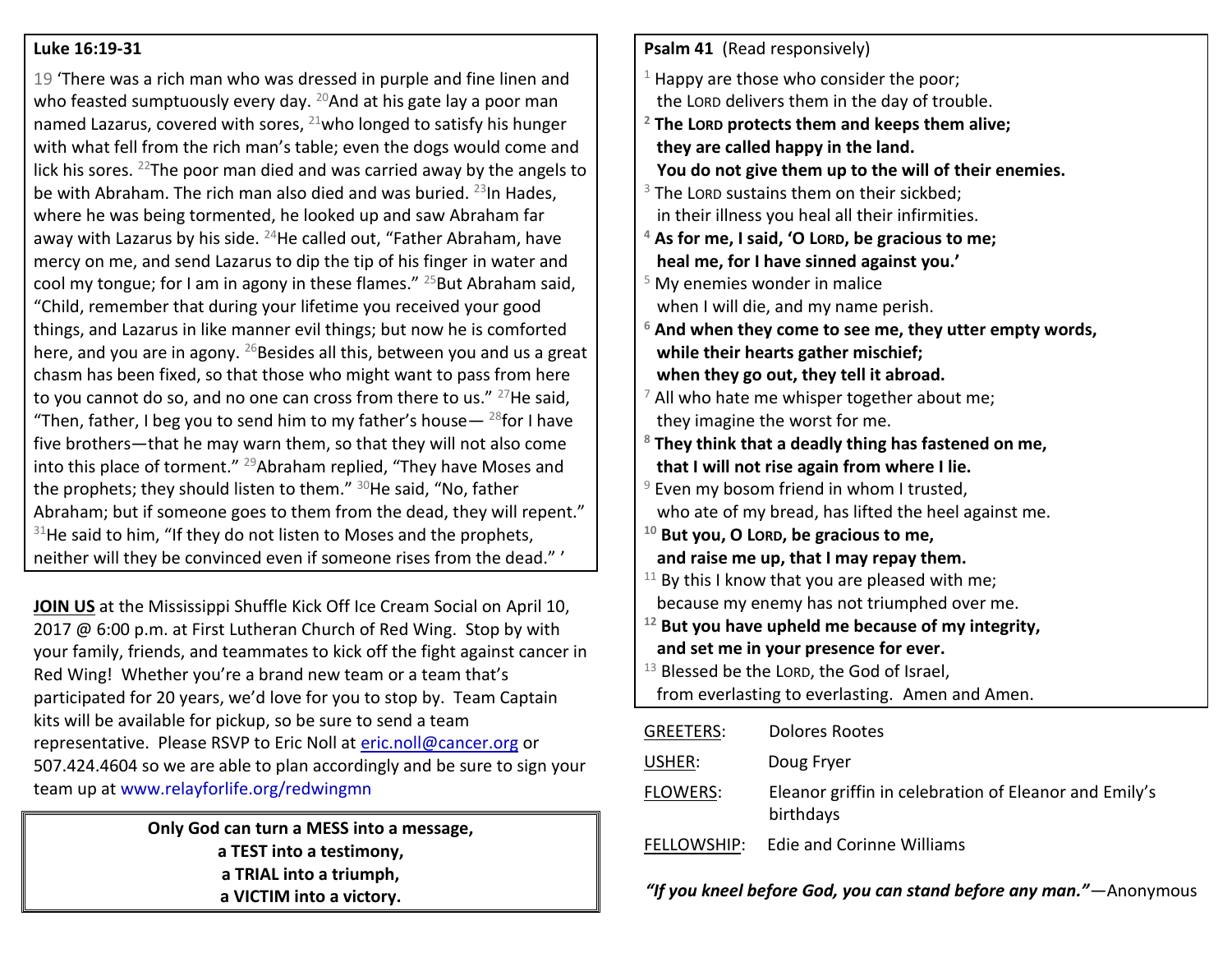**Luke 16:19-31**

19 'There was a rich man who was dressed in purple and fine linen and who feasted sumptuously every day. [20]And at his gate lay a poor man named Lazarus, covered with sores, [21]who longed to satisfy his hunger with what fell from the rich man's table; even the dogs would come and lick his sores. [22]The poor man died and was carried away by the angels to be with Abraham. The rich man also died and was buried. [23]In Hades, where he was being tormented, he looked up and saw Abraham far away with Lazarus by his side. [24]He called out, "Father Abraham, have mercy on me, and send Lazarus to dip the tip of his finger in water and cool my tongue; for I am in agony in these flames." [25]But Abraham said, "Child, remember that during your lifetime you received your good things, and Lazarus in like manner evil things; but now he is comforted here, and you are in agony. [26]Besides all this, between you and us a great chasm has been fixed, so that those who might want to pass from here to you cannot do so, and no one can cross from there to us." [27]He said, "Then, father, I beg you to send him to my father's house— [28]for I have five brothers—that he may warn them, so that they will not also come into this place of torment." [29]Abraham replied, "They have Moses and the prophets; they should listen to them." [30]He said, "No, father Abraham; but if someone goes to them from the dead, they will repent." [31]He said to him, "If they do not listen to Moses and the prophets, neither will they be convinced even if someone rises from the dead." '

**JOIN US** at the Mississippi Shuffle Kick Off Ice Cream Social on April 10, 2017 @ 6:00 p.m. at First Lutheran Church of Red Wing. Stop by with your family, friends, and teammates to kick off the fight against cancer in Red Wing! Whether you're a brand new team or a team that's participated for 20 years, we'd love for you to stop by. Team Captain kits will be available for pickup, so be sure to send a team representative. Please RSVP to Eric Noll at eric.noll@cancer.org or 507.424.4604 so we are able to plan accordingly and be sure to sign your team up at www.relayforlife.org/redwingmn

**Only God can turn a MESS into a message,**
**a TEST into a testimony,**
**a TRIAL into a triumph,**
**a VICTIM into a victory.**

**Psalm 41** (Read responsively)

[1] Happy are those who consider the poor;
the LORD delivers them in the day of trouble.

**[2] The LORD protects them and keeps them alive;**
**they are called happy in the land.**
**You do not give them up to the will of their enemies.**

[3] The LORD sustains them on their sickbed;
in their illness you heal all their infirmities.

**[4] As for me, I said, 'O LORD, be gracious to me;**
**heal me, for I have sinned against you.'**

[5] My enemies wonder in malice
when I will die, and my name perish.

**[6] And when they come to see me, they utter empty words,**
**while their hearts gather mischief;**
**when they go out, they tell it abroad.**

[7] All who hate me whisper together about me;
they imagine the worst for me.

**[8] They think that a deadly thing has fastened on me,**
**that I will not rise again from where I lie.**

[9] Even my bosom friend in whom I trusted,
who ate of my bread, has lifted the heel against me.

**[10] But you, O LORD, be gracious to me,**
**and raise me up, that I may repay them.**

[11] By this I know that you are pleased with me;
because my enemy has not triumphed over me.

**[12] But you have upheld me because of my integrity,**
**and set me in your presence for ever.**

[13] Blessed be the LORD, the God of Israel,
from everlasting to everlasting. Amen and Amen.

GREETERS: Dolores Rootes

USHER: Doug Fryer

FLOWERS: Eleanor griffin in celebration of Eleanor and Emily's birthdays

FELLOWSHIP: Edie and Corinne Williams

***"If you kneel before God, you can stand before any man."***—Anonymous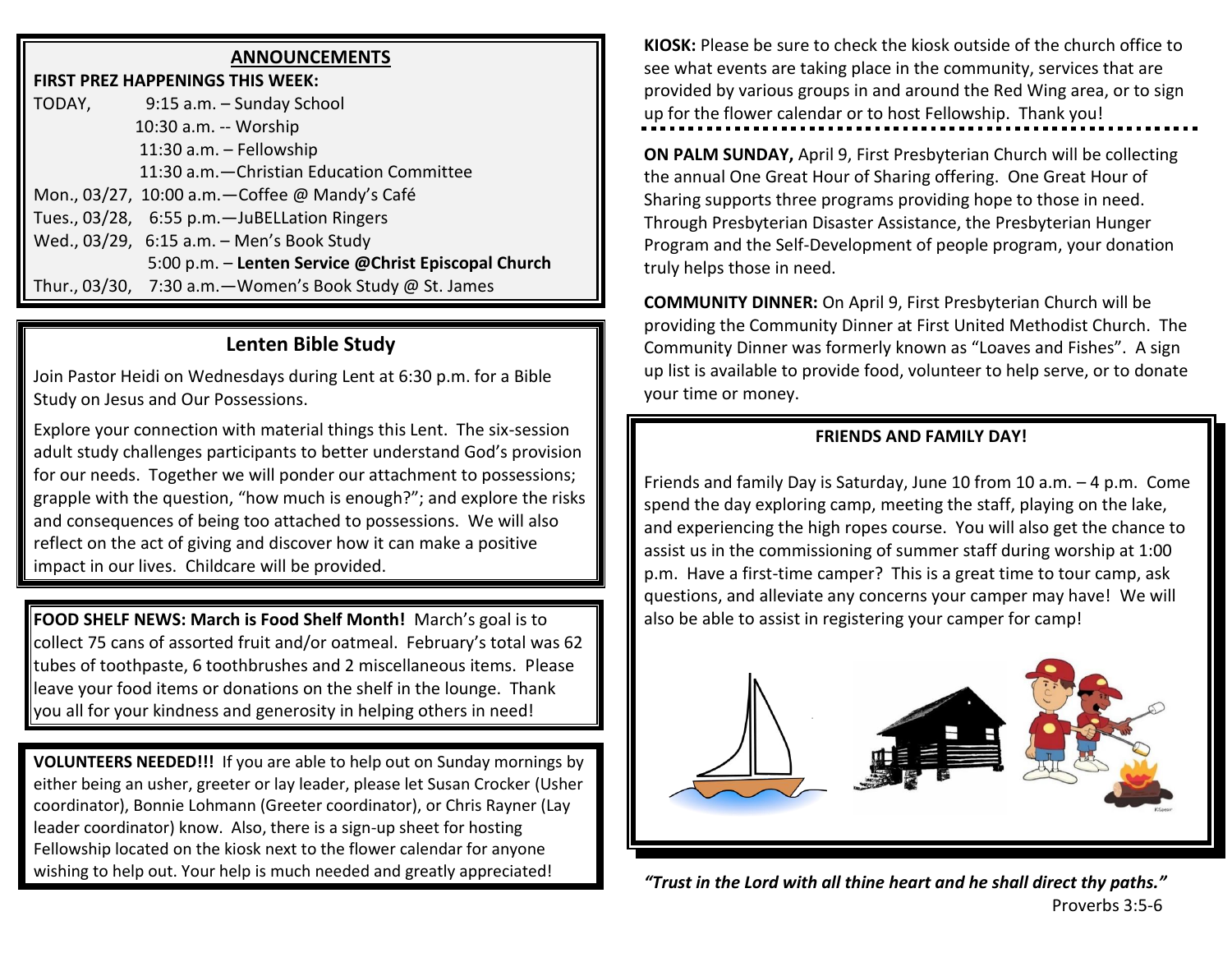## ANNOUNCEMENTS

**FIRST PREZ HAPPENINGS THIS WEEK:**

TODAY, 9:15 a.m. – Sunday School
10:30 a.m. -- Worship
11:30 a.m. – Fellowship
11:30 a.m.—Christian Education Committee

Mon., 03/27, 10:00 a.m.—Coffee @ Mandy's Café

Tues., 03/28, 6:55 p.m.—JuBELLation Ringers

Wed., 03/29, 6:15 a.m. – Men's Book Study
5:00 p.m. – **Lenten Service @Christ Episcopal Church**

Thur., 03/30, 7:30 a.m.—Women's Book Study @ St. James

## Lenten Bible Study

Join Pastor Heidi on Wednesdays during Lent at 6:30 p.m. for a Bible Study on Jesus and Our Possessions.

Explore your connection with material things this Lent. The six-session adult study challenges participants to better understand God's provision for our needs. Together we will ponder our attachment to possessions; grapple with the question, "how much is enough?"; and explore the risks and consequences of being too attached to possessions. We will also reflect on the act of giving and discover how it can make a positive impact in our lives. Childcare will be provided.

**FOOD SHELF NEWS: March is Food Shelf Month!** March's goal is to collect 75 cans of assorted fruit and/or oatmeal. February's total was 62 tubes of toothpaste, 6 toothbrushes and 2 miscellaneous items. Please leave your food items or donations on the shelf in the lounge. Thank you all for your kindness and generosity in helping others in need!

**VOLUNTEERS NEEDED!!!** If you are able to help out on Sunday mornings by either being an usher, greeter or lay leader, please let Susan Crocker (Usher coordinator), Bonnie Lohmann (Greeter coordinator), or Chris Rayner (Lay leader coordinator) know. Also, there is a sign-up sheet for hosting Fellowship located on the kiosk next to the flower calendar for anyone wishing to help out. Your help is much needed and greatly appreciated!

**KIOSK:** Please be sure to check the kiosk outside of the church office to see what events are taking place in the community, services that are provided by various groups in and around the Red Wing area, or to sign up for the flower calendar or to host Fellowship. Thank you!

**ON PALM SUNDAY,** April 9, First Presbyterian Church will be collecting the annual One Great Hour of Sharing offering. One Great Hour of Sharing supports three programs providing hope to those in need. Through Presbyterian Disaster Assistance, the Presbyterian Hunger Program and the Self-Development of people program, your donation truly helps those in need.

**COMMUNITY DINNER:** On April 9, First Presbyterian Church will be providing the Community Dinner at First United Methodist Church. The Community Dinner was formerly known as "Loaves and Fishes". A sign up list is available to provide food, volunteer to help serve, or to donate your time or money.

**FRIENDS AND FAMILY DAY!**

Friends and family Day is Saturday, June 10 from 10 a.m. – 4 p.m. Come spend the day exploring camp, meeting the staff, playing on the lake, and experiencing the high ropes course. You will also get the chance to assist us in the commissioning of summer staff during worship at 1:00 p.m. Have a first-time camper? This is a great time to tour camp, ask questions, and alleviate any concerns your camper may have! We will also be able to assist in registering your camper for camp!

***"Trust in the Lord with all thine heart and he shall direct thy paths."***
Proverbs 3:5-6